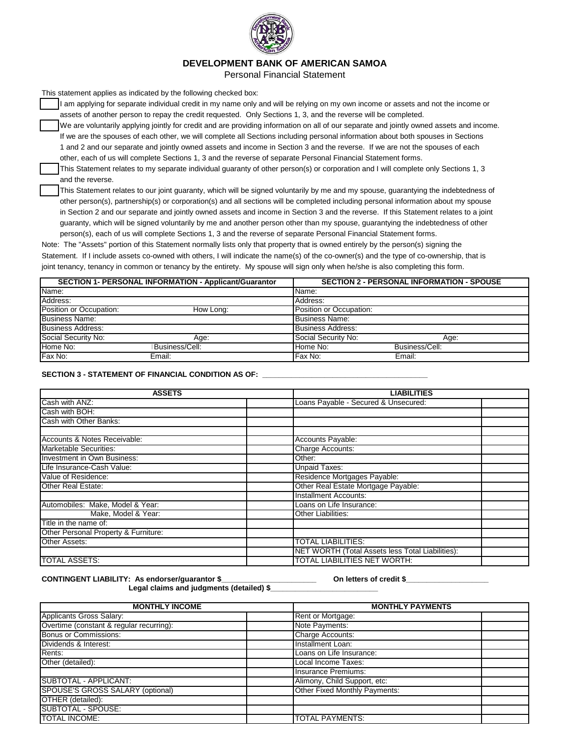# DEVELOPMENT BANK OF AMERICAN SAMOA

Personal Financial Statement

This statement applies as indicated by the following checked box:

☐ I am applying for separate individual credit in my name only and will be relying on my own income or assets and not the income or assets of another person to repay the credit requested. Only Sections 1, 3, and the reverse will be completed.

☐ We are voluntarily applying jointly for credit and are providing information on all of our separate and jointly owned assets and income. If we are the spouses of each other, we will complete all Sections including personal information about both spouses in Sections 1 and 2 and our separate and jointly owned assets and income in Section 3 and the reverse. If we are not the spouses of each other, each of us will complete Sections 1, 3 and the reverse of separate Personal Financial Statement forms.

☐ This Statement relates to my separate individual guaranty of other person(s) or corporation and I will complete only Sections 1, 3 and the reverse.

☐ This Statement relates to our joint guaranty, which will be signed voluntarily by me and my spouse, guarantying the indebtedness of other person(s), partnership(s) or corporation(s) and all sections will be completed including personal information about my spouse in Section 2 and our separate and jointly owned assets and income in Section 3 and the reverse. If this Statement relates to a joint guaranty, which will be signed voluntarily by me and another person other than my spouse, guarantying the indebtedness of other person(s), each of us will complete Sections 1, 3 and the reverse of separate Personal Financial Statement forms.

Note: The "Assets" portion of this Statement normally lists only that property that is owned entirely by the person(s) signing the Statement. If I include assets co-owned with others, I will indicate the name(s) of the co-owner(s) and the type of co-ownership, that is joint tenancy, tenancy in common or tenancy by the entirety. My spouse will sign only when he/she is also completing this form.

| SECTION 1- PERSONAL INFORMATION - Applicant/Guarantor | | SECTION 2 - PERSONAL INFORMATION - SPOUSE | |
|---|---|---|---|
| Name: | | Name: | |
| Address: | | Address: | |
| Position or Occupation: | How Long: | Position or Occupation: | |
| Business Name: | | Business Name: | |
| Business Address: | | Business Address: | |
| Social Security No: | Age: | Social Security No: | Age: |
| Home No: | Business/Cell: | Home No: | Business/Cell: |
| Fax No: | Email: | Fax No: | Email: |

**SECTION 3 - STATEMENT OF FINANCIAL CONDITION AS OF: ________________________________________**

| ASSETS | | LIABILITIES | |
|---|---|---|---|
| Cash with ANZ: | | Loans Payable - Secured & Unsecured: | |
| Cash with BOH: | | | |
| Cash with Other Banks: | | | |
| | | | |
| Accounts & Notes Receivable: | | Accounts Payable: | |
| Marketable Securities: | | Charge Accounts: | |
| Investment in Own Business: | | Other: | |
| Life Insurance-Cash Value: | | Unpaid Taxes: | |
| Value of Residence: | | Residence Mortgages Payable: | |
| Other Real Estate: | | Other Real Estate Mortgage Payable: | |
| | | Installment Accounts: | |
| Automobiles: Make, Model & Year: | | Loans on Life Insurance: | |
| Make, Model & Year: | | Other Liabilities: | |
| Title in the name of: | | | |
| Other Personal Property & Furniture: | | | |
| Other Assets: | | TOTAL LIABILITIES: | |
| | | NET WORTH (Total Assets less Total Liabilities): | |
| TOTAL ASSETS: | | TOTAL LIABILITIES NET WORTH: | |

**CONTINGENT LIABILITY: As endorser/guarantor $______________________ On letters of credit $____________________**
**Legal claims and judgments (detailed) $__________________________**

| MONTHLY INCOME | | MONTHLY PAYMENTS | |
|---|---|---|---|
| Applicants Gross Salary: | | Rent or Mortgage: | |
| Overtime (constant & regular recurring): | | Note Payments: | |
| Bonus or Commissions: | | Charge Accounts: | |
| Dividends & Interest: | | Installment Loan: | |
| Rents: | | Loans on Life Insurance: | |
| Other (detailed): | | Local Income Taxes: | |
| | | Insurance Premiums: | |
| SUBTOTAL - APPLICANT: | | Alimony, Child Support, etc: | |
| SPOUSE'S GROSS SALARY (optional) | | Other Fixed Monthly Payments: | |
| OTHER (detailed): | | | |
| SUBTOTAL - SPOUSE: | | | |
| TOTAL INCOME: | | TOTAL PAYMENTS: | |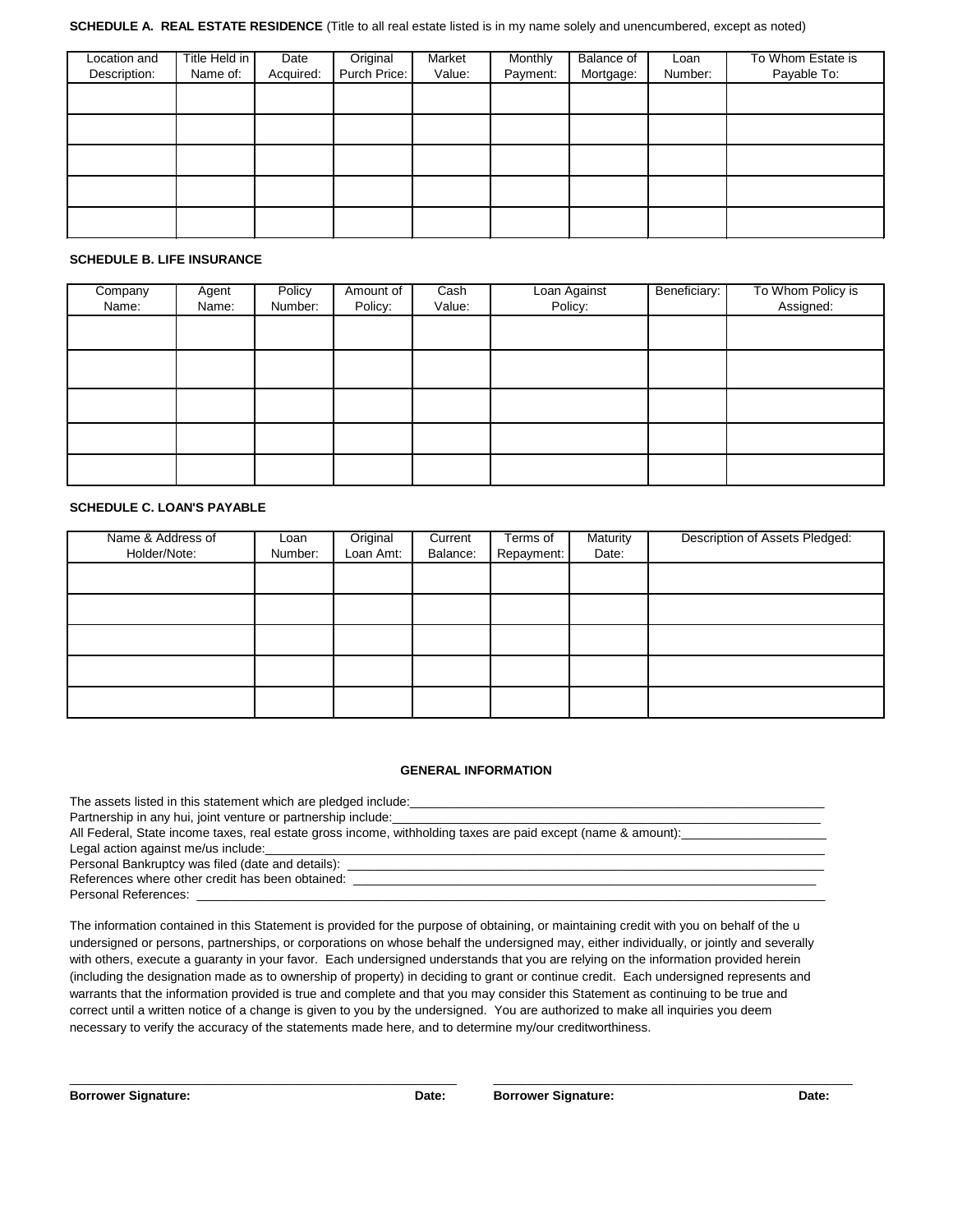**SCHEDULE A. REAL ESTATE RESIDENCE** (Title to all real estate listed is in my name solely and unencumbered, except as noted)

| Location and Description: | Title Held in Name of: | Date Acquired: | Original Purch Price: | Market Value: | Monthly Payment: | Balance of Mortgage: | Loan Number: | To Whom Estate is Payable To: |
|---|---|---|---|---|---|---|---|---|
| | | | | | | | | |
| | | | | | | | | |
| | | | | | | | | |
| | | | | | | | | |
| | | | | | | | | |

**SCHEDULE B. LIFE INSURANCE**

| Company Name: | Agent Name: | Policy Number: | Amount of Policy: | Cash Value: | Loan Against Policy: | Beneficiary: | To Whom Policy is Assigned: |
|---|---|---|---|---|---|---|---|
| | | | | | | | |
| | | | | | | | |
| | | | | | | | |
| | | | | | | | |
| | | | | | | | |

**SCHEDULE C. LOAN'S PAYABLE**

| Name & Address of Holder/Note: | Loan Number: | Original Loan Amt: | Current Balance: | Terms of Repayment: | Maturity Date: | Description of Assets Pledged: |
|---|---|---|---|---|---|---|
| | | | | | | |
| | | | | | | |
| | | | | | | |
| | | | | | | |
| | | | | | | |

**GENERAL INFORMATION**

The assets listed in this statement which are pledged include: ____________________

Partnership in any hui, joint venture or partnership include: ____________________

All Federal, State income taxes, real estate gross income, withholding taxes are paid except (name & amount): ____________________

Legal action against me/us include: ____________________

Personal Bankruptcy was filed (date and details): ____________________

References where other credit has been obtained: ____________________

Personal References: ____________________

The information contained in this Statement is provided for the purpose of obtaining, or maintaining credit with you on behalf of the u undersigned or persons, partnerships, or corporations on whose behalf the undersigned may, either individually, or jointly and severally with others, execute a guaranty in your favor. Each undersigned understands that you are relying on the information provided herein (including the designation made as to ownership of property) in deciding to grant or continue credit. Each undersigned represents and warrants that the information provided is true and complete and that you may consider this Statement as continuing to be true and correct until a written notice of a change is given to you by the undersigned. You are authorized to make all inquiries you deem necessary to verify the accuracy of the statements made here, and to determine my/our creditworthiness.

**Borrower Signature:** ____________________ **Date:** ____________

**Borrower Signature:** ____________________ **Date:** ____________